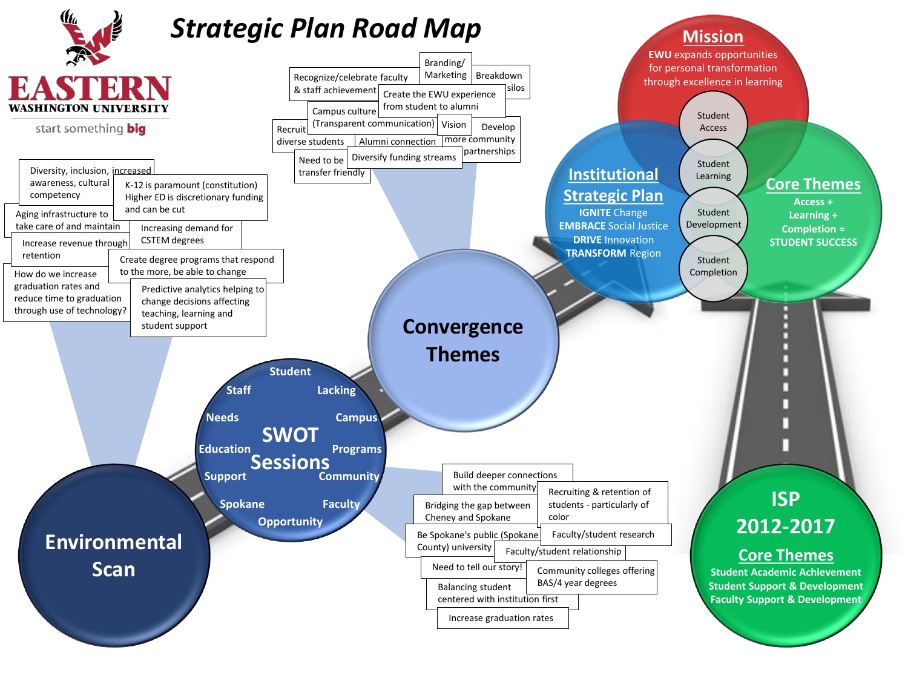# Strategic Plan Road Map

EASTERN WASHINGTON UNIVERSITY
start something big

## Environmental Scan

- Diversity, inclusion, increased awareness, cultural competency
- K-12 is paramount (constitution) Higher ED is discretionary funding and can be cut
- Aging infrastructure to take care of and maintain
- Increasing demand for CSTEM degrees
- Increase revenue through retention
- Create degree programs that respond to the more, be able to change
- How do we increase graduation rates and reduce time to graduation through use of technology?
- Predictive analytics helping to change decisions affecting teaching, learning and student support

## SWOT Sessions

Student, Staff, Lacking, Needs, Campus, Education, Programs, Support, Community, Spokane, Faculty, Opportunity

- Build deeper connections with the community
- Recruiting & retention of students - particularly of color
- Bridging the gap between Cheney and Spokane
- Be Spokane's public (Spokane County) university
- Faculty/student research
- Faculty/student relationship
- Need to tell our story!
- Community colleges offering BAS/4 year degrees
- Balancing student centered with institution first
- Increase graduation rates

## Convergence Themes

- Recognize/celebrate faculty & staff achievement
- Branding/ Marketing
- Breakdown silos
- Create the EWU experience from student to alumni
- Campus culture (Transparent communication)
- Recruit diverse students
- Vision
- Develop more community partnerships
- Alumni connection
- Need to be transfer friendly
- Diversify funding streams

## Mission

EWU expands opportunities for personal transformation through excellence in learning

## Institutional Strategic Plan

**IGNITE** Change
**EMBRACE** Social Justice
**DRIVE** Innovation
**TRANSFORM** Region

- Student Access
- Student Learning
- Student Development
- Student Completion

## Core Themes

**Access + Learning + Completion = STUDENT SUCCESS**

## ISP 2012-2017

### Core Themes

**Student Academic Achievement**
**Student Support & Development**
**Faculty Support & Development**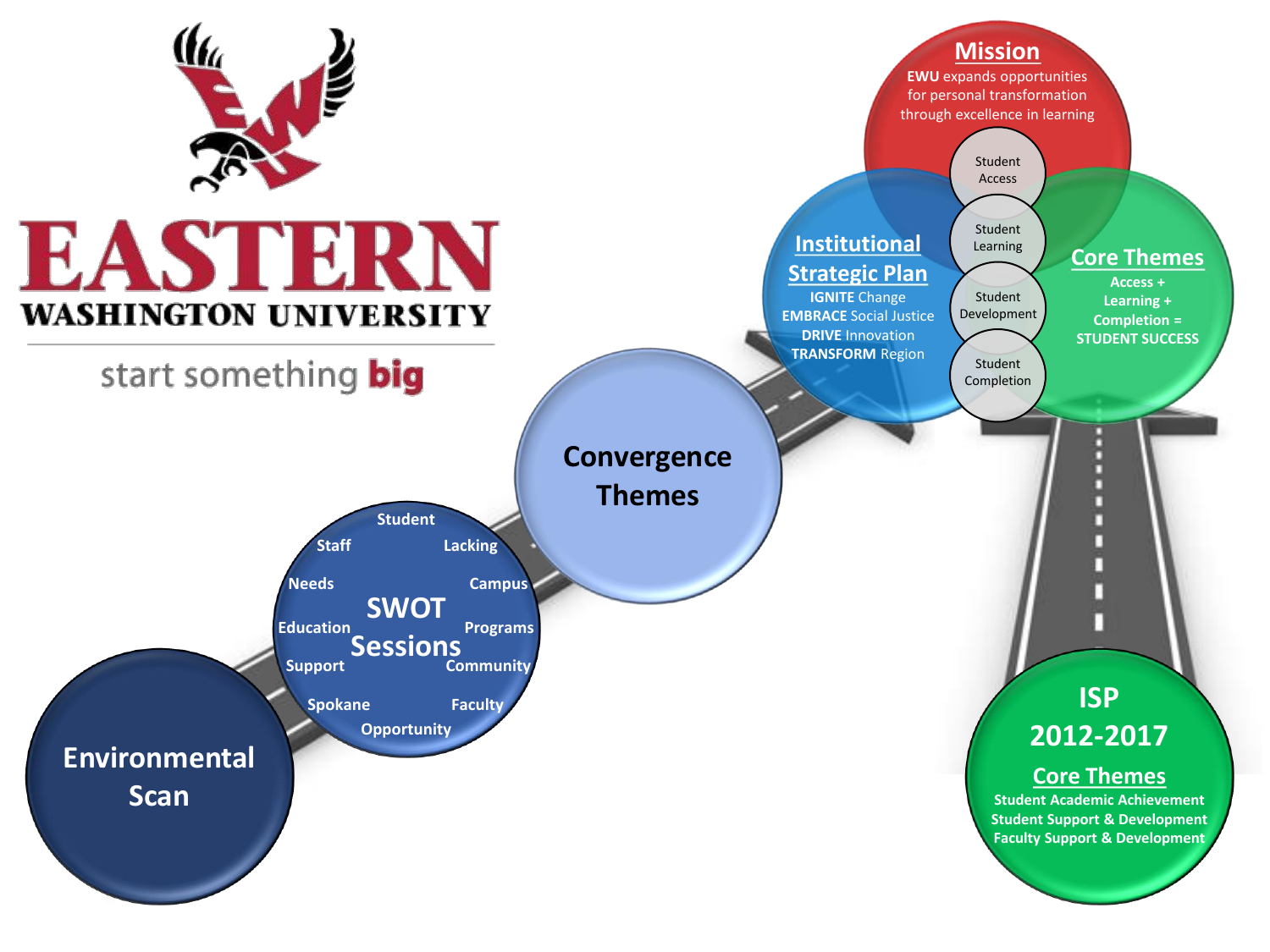# EASTERN WASHINGTON UNIVERSITY

start something **big**

Environmental Scan

**SWOT Sessions**

Student
Staff
Lacking
Needs
Campus
Education
Programs
Support
Community
Spokane
Faculty
Opportunity

Convergence Themes

**Mission**

**EWU** expands opportunities for personal transformation through excellence in learning

**Institutional Strategic Plan**

**IGNITE** Change
**EMBRACE** Social Justice
**DRIVE** Innovation
**TRANSFORM** Region

Student Access
Student Learning
Student Development
Student Completion

**Core Themes**

Access +
Learning +
Completion =
STUDENT SUCCESS

**ISP 2012-2017**

**Core Themes**

Student Academic Achievement
Student Support & Development
Faculty Support & Development